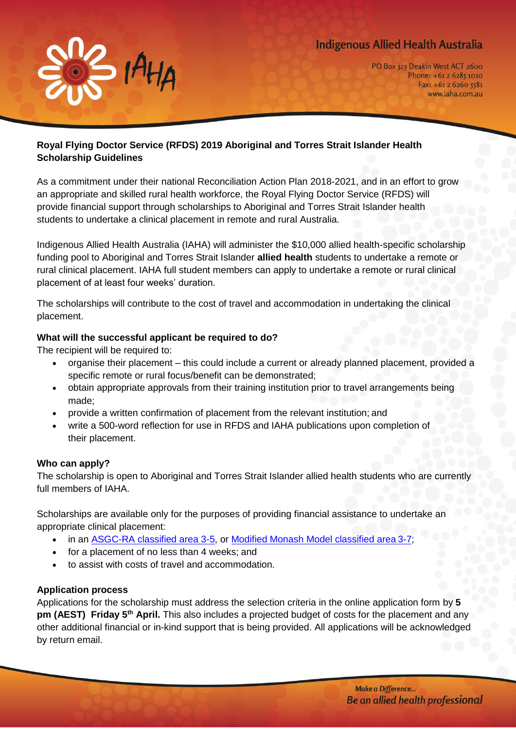## Royal Flying Doctor Service (RFDS) 2019 Aboriginal and Torres Strait Islander Health Scholarship Guidelines

As a commitment under their national Reconciliation Action Plan 2018-2021, and in an effort to grow an appropriate and skilled rural health workforce, the Royal Flying Doctor Service (RFDS) will provide financial support through scholarships to Aboriginal and Torres Strait Islander health students to undertake a clinical placement in remote and rural Australia.

Indigenous Allied Health Australia (IAHA) will administer the $10,000 allied health-specific scholarship funding pool to Aboriginal and Torres Strait Islander **allied health** students to undertake a remote or rural clinical placement. IAHA full student members can apply to undertake a remote or rural clinical placement of at least four weeks' duration.

The scholarships will contribute to the cost of travel and accommodation in undertaking the clinical placement.

### What will the successful applicant be required to do?

The recipient will be required to:

- organise their placement – this could include a current or already planned placement, provided a specific remote or rural focus/benefit can be demonstrated;
- obtain appropriate approvals from their training institution prior to travel arrangements being made;
- provide a written confirmation of placement from the relevant institution; and
- write a 500-word reflection for use in RFDS and IAHA publications upon completion of their placement.

### Who can apply?

The scholarship is open to Aboriginal and Torres Strait Islander allied health students who are currently full members of IAHA.

Scholarships are available only for the purposes of providing financial assistance to undertake an appropriate clinical placement:

- in an ASGC-RA classified area 3-5, or Modified Monash Model classified area 3-7;
- for a placement of no less than 4 weeks; and
- to assist with costs of travel and accommodation.

### Application process

Applications for the scholarship must address the selection criteria in the online application form by **5 pm (AEST) Friday 5th April.** This also includes a projected budget of costs for the placement and any other additional financial or in-kind support that is being provided. All applications will be acknowledged by return email.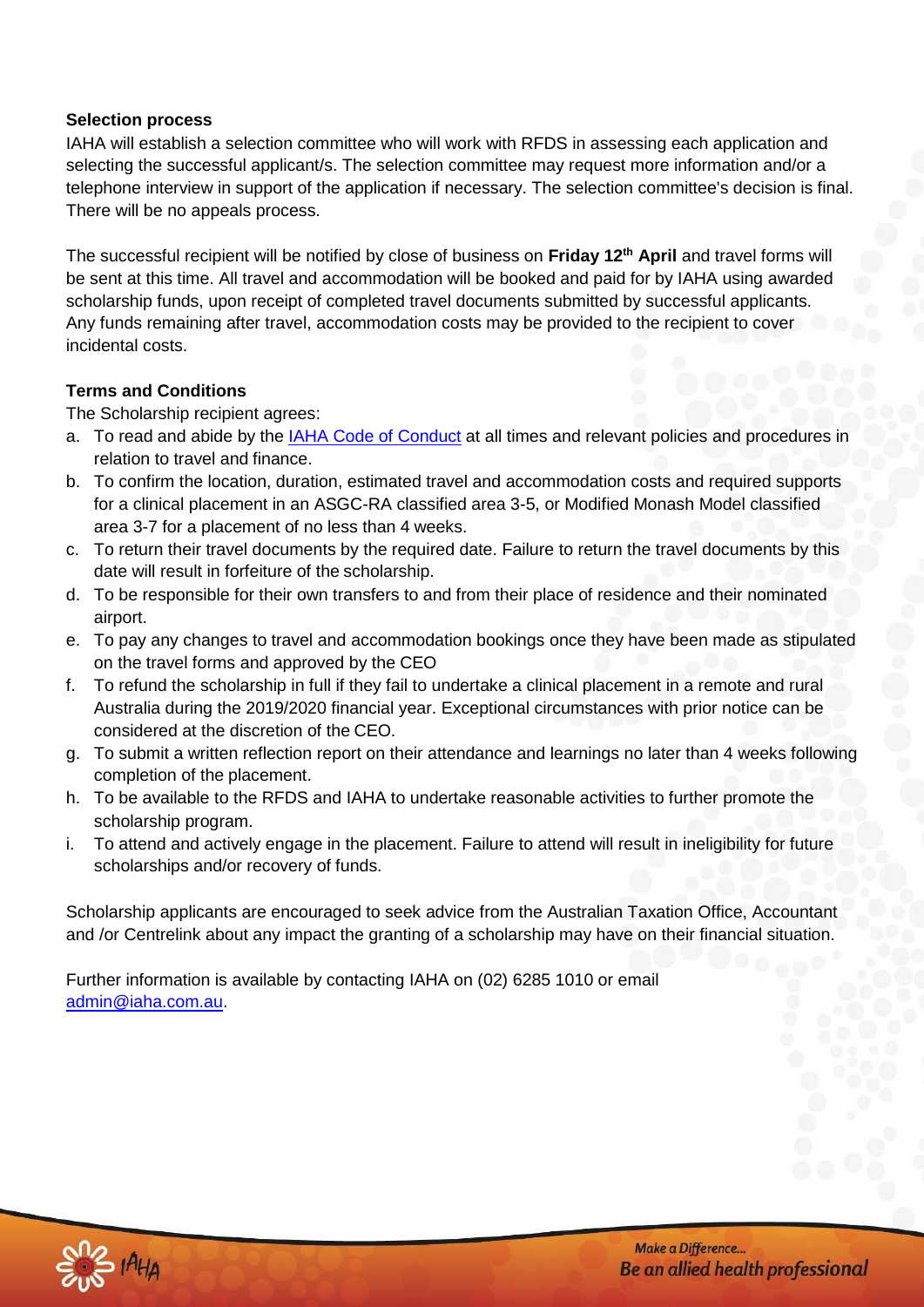**Selection process**

IAHA will establish a selection committee who will work with RFDS in assessing each application and selecting the successful applicant/s. The selection committee may request more information and/or a telephone interview in support of the application if necessary. The selection committee's decision is final. There will be no appeals process.

The successful recipient will be notified by close of business on **Friday 12th April** and travel forms will be sent at this time. All travel and accommodation will be booked and paid for by IAHA using awarded scholarship funds, upon receipt of completed travel documents submitted by successful applicants. Any funds remaining after travel, accommodation costs may be provided to the recipient to cover incidental costs.

**Terms and Conditions**

The Scholarship recipient agrees:

a. To read and abide by the [IAHA Code of Conduct]() at all times and relevant policies and procedures in relation to travel and finance.
b. To confirm the location, duration, estimated travel and accommodation costs and required supports for a clinical placement in an ASGC-RA classified area 3-5, or Modified Monash Model classified area 3-7 for a placement of no less than 4 weeks.
c. To return their travel documents by the required date. Failure to return the travel documents by this date will result in forfeiture of the scholarship.
d. To be responsible for their own transfers to and from their place of residence and their nominated airport.
e. To pay any changes to travel and accommodation bookings once they have been made as stipulated on the travel forms and approved by the CEO
f. To refund the scholarship in full if they fail to undertake a clinical placement in a remote and rural Australia during the 2019/2020 financial year. Exceptional circumstances with prior notice can be considered at the discretion of the CEO.
g. To submit a written reflection report on their attendance and learnings no later than 4 weeks following completion of the placement.
h. To be available to the RFDS and IAHA to undertake reasonable activities to further promote the scholarship program.
i. To attend and actively engage in the placement. Failure to attend will result in ineligibility for future scholarships and/or recovery of funds.

Scholarship applicants are encouraged to seek advice from the Australian Taxation Office, Accountant and /or Centrelink about any impact the granting of a scholarship may have on their financial situation.

Further information is available by contacting IAHA on (02) 6285 1010 or email admin@iaha.com.au.